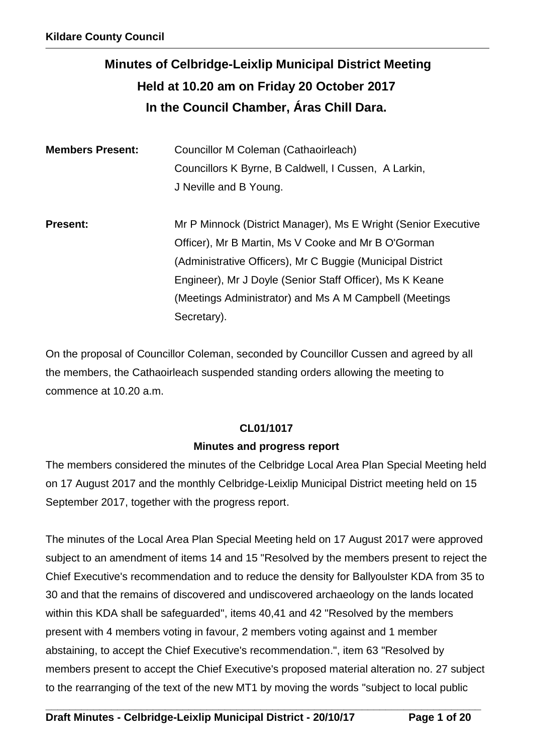# Minutes of Celbridge-Leixlip Municipal District Meeting
# Held at 10.20 am on Friday 20 October 2017
# In the Council Chamber, Áras Chill Dara.

**Members Present:** Councillor M Coleman (Cathaoirleach)
Councillors K Byrne, B Caldwell, I Cussen, A Larkin, J Neville and B Young.

**Present:** Mr P Minnock (District Manager), Ms E Wright (Senior Executive Officer), Mr B Martin, Ms V Cooke and Mr B O'Gorman (Administrative Officers), Mr C Buggie (Municipal District Engineer), Mr J Doyle (Senior Staff Officer), Ms K Keane (Meetings Administrator) and Ms A M Campbell (Meetings Secretary).

On the proposal of Councillor Coleman, seconded by Councillor Cussen and agreed by all the members, the Cathaoirleach suspended standing orders allowing the meeting to commence at 10.20 a.m.

### CL01/1017

### Minutes and progress report

The members considered the minutes of the Celbridge Local Area Plan Special Meeting held on 17 August 2017 and the monthly Celbridge-Leixlip Municipal District meeting held on 15 September 2017, together with the progress report.

The minutes of the Local Area Plan Special Meeting held on 17 August 2017 were approved subject to an amendment of items 14 and 15 "Resolved by the members present to reject the Chief Executive's recommendation and to reduce the density for Ballyoulster KDA from 35 to 30 and that the remains of discovered and undiscovered archaeology on the lands located within this KDA shall be safeguarded", items 40,41 and 42 "Resolved by the members present with 4 members voting in favour, 2 members voting against and 1 member abstaining, to accept the Chief Executive's recommendation.", item 63 "Resolved by members present to accept the Chief Executive's proposed material alteration no. 27 subject to the rearranging of the text of the new MT1 by moving the words "subject to local public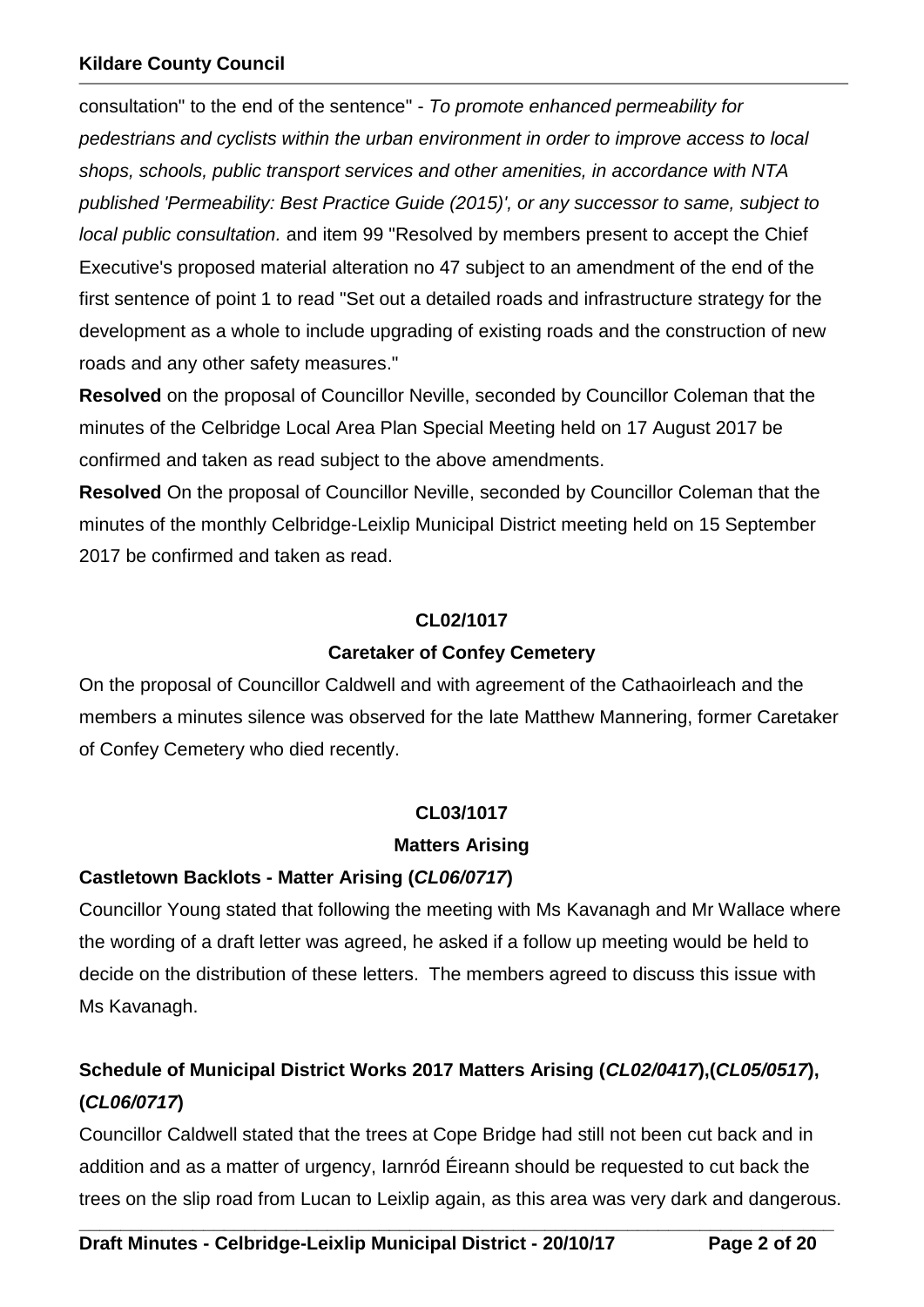consultation" to the end of the sentence" - *To promote enhanced permeability for pedestrians and cyclists within the urban environment in order to improve access to local shops, schools, public transport services and other amenities, in accordance with NTA published 'Permeability: Best Practice Guide (2015)', or any successor to same, subject to local public consultation.* and item 99 "Resolved by members present to accept the Chief Executive's proposed material alteration no 47 subject to an amendment of the end of the first sentence of point 1 to read "Set out a detailed roads and infrastructure strategy for the development as a whole to include upgrading of existing roads and the construction of new roads and any other safety measures."

**Resolved** on the proposal of Councillor Neville, seconded by Councillor Coleman that the minutes of the Celbridge Local Area Plan Special Meeting held on 17 August 2017 be confirmed and taken as read subject to the above amendments.

**Resolved** On the proposal of Councillor Neville, seconded by Councillor Coleman that the minutes of the monthly Celbridge-Leixlip Municipal District meeting held on 15 September 2017 be confirmed and taken as read.

**CL02/1017**

**Caretaker of Confey Cemetery**

On the proposal of Councillor Caldwell and with agreement of the Cathaoirleach and the members a minutes silence was observed for the late Matthew Mannering, former Caretaker of Confey Cemetery who died recently.

**CL03/1017**

**Matters Arising**

**Castletown Backlots - Matter Arising (*CL06/0717*)**

Councillor Young stated that following the meeting with Ms Kavanagh and Mr Wallace where the wording of a draft letter was agreed, he asked if a follow up meeting would be held to decide on the distribution of these letters. The members agreed to discuss this issue with Ms Kavanagh.

**Schedule of Municipal District Works 2017 Matters Arising (*CL02/0417*),(*CL05/0517*), (*CL06/0717*)**

Councillor Caldwell stated that the trees at Cope Bridge had still not been cut back and in addition and as a matter of urgency, Iarnród Éireann should be requested to cut back the trees on the slip road from Lucan to Leixlip again, as this area was very dark and dangerous.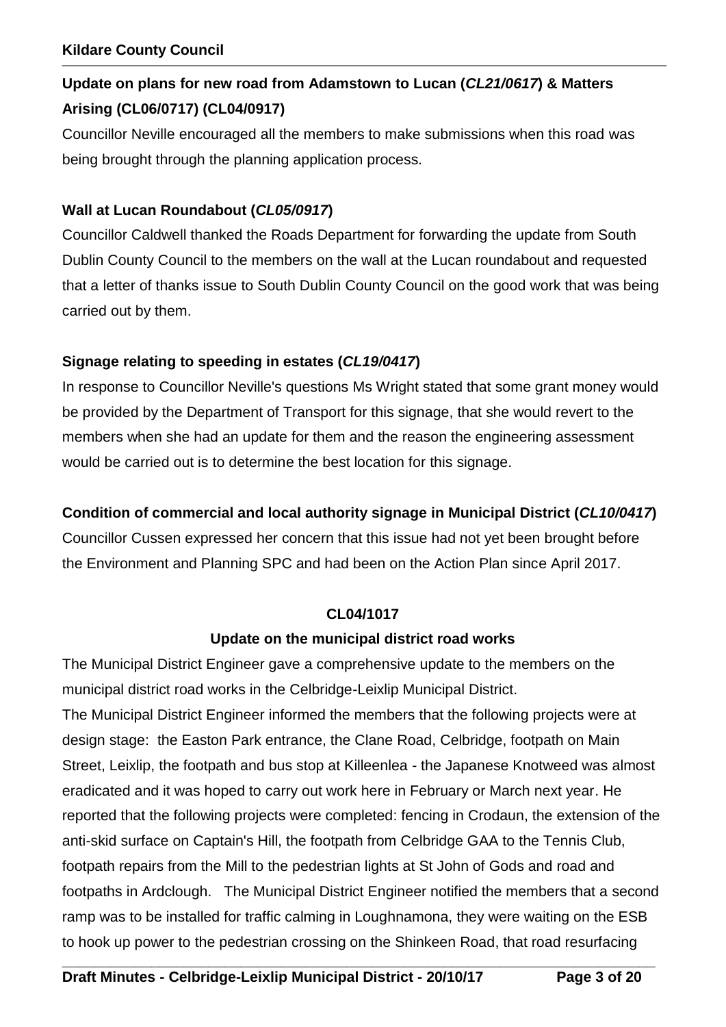**Update on plans for new road from Adamstown to Lucan (*CL21/0617*) & Matters Arising (CL06/0717) (CL04/0917)**

Councillor Neville encouraged all the members to make submissions when this road was being brought through the planning application process.

**Wall at Lucan Roundabout (*CL05/0917*)**

Councillor Caldwell thanked the Roads Department for forwarding the update from South Dublin County Council to the members on the wall at the Lucan roundabout and requested that a letter of thanks issue to South Dublin County Council on the good work that was being carried out by them.

**Signage relating to speeding in estates (*CL19/0417*)**

In response to Councillor Neville's questions Ms Wright stated that some grant money would be provided by the Department of Transport for this signage, that she would revert to the members when she had an update for them and the reason the engineering assessment would be carried out is to determine the best location for this signage.

**Condition of commercial and local authority signage in Municipal District (*CL10/0417*)**

Councillor Cussen expressed her concern that this issue had not yet been brought before the Environment and Planning SPC and had been on the Action Plan since April 2017.

**CL04/1017**

**Update on the municipal district road works**

The Municipal District Engineer gave a comprehensive update to the members on the municipal district road works in the Celbridge-Leixlip Municipal District.

The Municipal District Engineer informed the members that the following projects were at design stage: the Easton Park entrance, the Clane Road, Celbridge, footpath on Main Street, Leixlip, the footpath and bus stop at Killeenlea - the Japanese Knotweed was almost eradicated and it was hoped to carry out work here in February or March next year. He reported that the following projects were completed: fencing in Crodaun, the extension of the anti-skid surface on Captain's Hill, the footpath from Celbridge GAA to the Tennis Club, footpath repairs from the Mill to the pedestrian lights at St John of Gods and road and footpaths in Ardclough. The Municipal District Engineer notified the members that a second ramp was to be installed for traffic calming in Loughnamona, they were waiting on the ESB to hook up power to the pedestrian crossing on the Shinkeen Road, that road resurfacing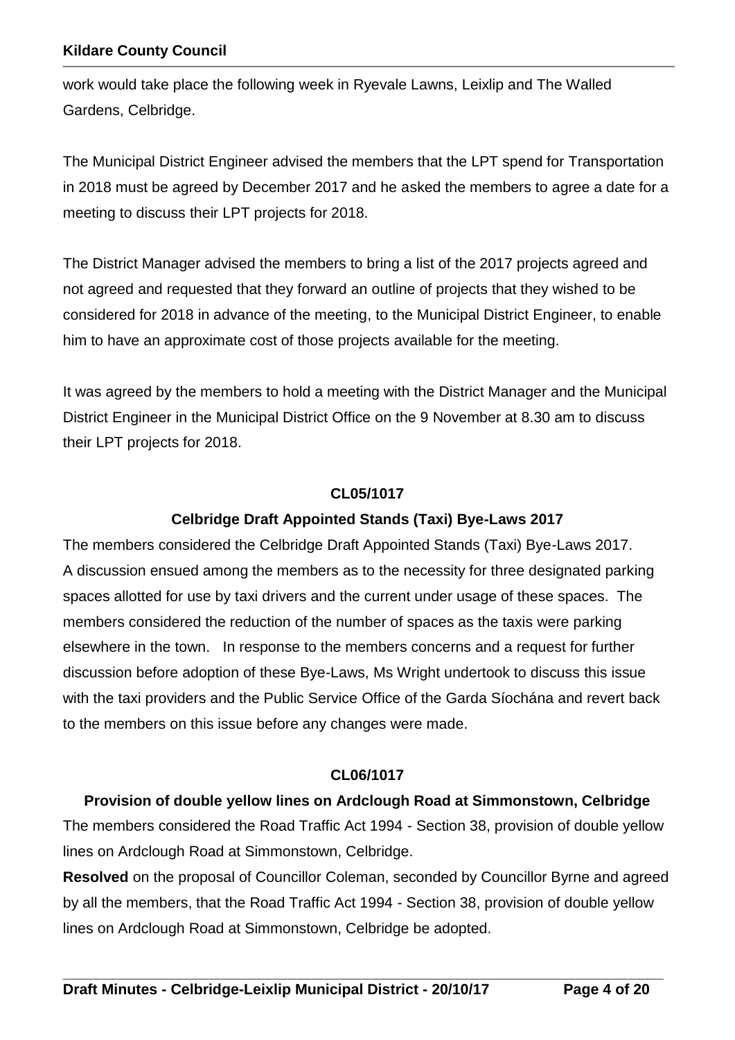work would take place the following week in Ryevale Lawns, Leixlip and The Walled Gardens, Celbridge.

The Municipal District Engineer advised the members that the LPT spend for Transportation in 2018 must be agreed by December 2017 and he asked the members to agree a date for a meeting to discuss their LPT projects for 2018.

The District Manager advised the members to bring a list of the 2017 projects agreed and not agreed and requested that they forward an outline of projects that they wished to be considered for 2018 in advance of the meeting, to the Municipal District Engineer, to enable him to have an approximate cost of those projects available for the meeting.

It was agreed by the members to hold a meeting with the District Manager and the Municipal District Engineer in the Municipal District Office on the 9 November at 8.30 am to discuss their LPT projects for 2018.

**CL05/1017**

**Celbridge Draft Appointed Stands (Taxi) Bye-Laws 2017**

The members considered the Celbridge Draft Appointed Stands (Taxi) Bye-Laws 2017. A discussion ensued among the members as to the necessity for three designated parking spaces allotted for use by taxi drivers and the current under usage of these spaces. The members considered the reduction of the number of spaces as the taxis were parking elsewhere in the town. In response to the members concerns and a request for further discussion before adoption of these Bye-Laws, Ms Wright undertook to discuss this issue with the taxi providers and the Public Service Office of the Garda Síochána and revert back to the members on this issue before any changes were made.

**CL06/1017**

**Provision of double yellow lines on Ardclough Road at Simmonstown, Celbridge**

The members considered the Road Traffic Act 1994 - Section 38, provision of double yellow lines on Ardclough Road at Simmonstown, Celbridge.

**Resolved** on the proposal of Councillor Coleman, seconded by Councillor Byrne and agreed by all the members, that the Road Traffic Act 1994 - Section 38, provision of double yellow lines on Ardclough Road at Simmonstown, Celbridge be adopted.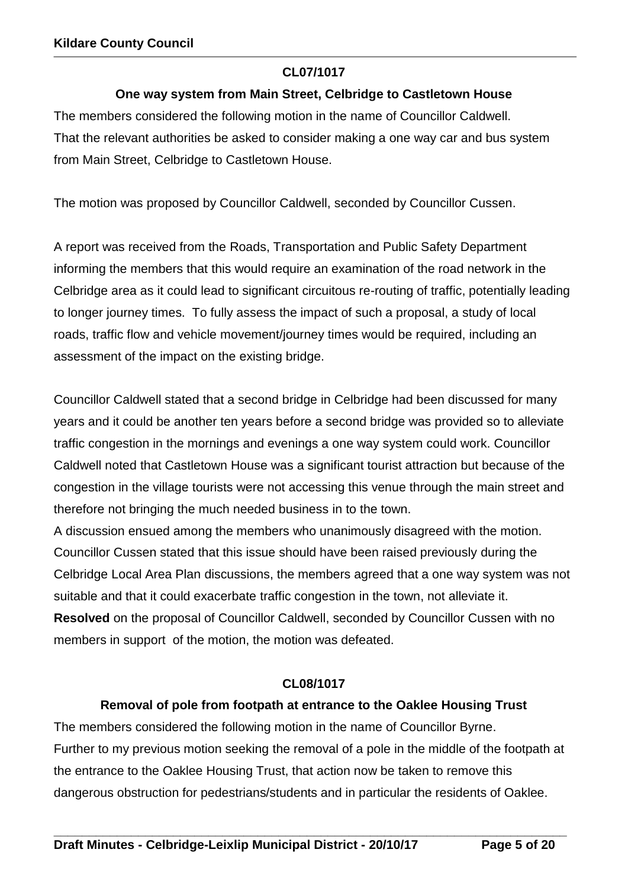**CL07/1017**

**One way system from Main Street, Celbridge to Castletown House**

The members considered the following motion in the name of Councillor Caldwell.
That the relevant authorities be asked to consider making a one way car and bus system from Main Street, Celbridge to Castletown House.

The motion was proposed by Councillor Caldwell, seconded by Councillor Cussen.

A report was received from the Roads, Transportation and Public Safety Department informing the members that this would require an examination of the road network in the Celbridge area as it could lead to significant circuitous re-routing of traffic, potentially leading to longer journey times. To fully assess the impact of such a proposal, a study of local roads, traffic flow and vehicle movement/journey times would be required, including an assessment of the impact on the existing bridge.

Councillor Caldwell stated that a second bridge in Celbridge had been discussed for many years and it could be another ten years before a second bridge was provided so to alleviate traffic congestion in the mornings and evenings a one way system could work. Councillor Caldwell noted that Castletown House was a significant tourist attraction but because of the congestion in the village tourists were not accessing this venue through the main street and therefore not bringing the much needed business in to the town.
A discussion ensued among the members who unanimously disagreed with the motion. Councillor Cussen stated that this issue should have been raised previously during the Celbridge Local Area Plan discussions, the members agreed that a one way system was not suitable and that it could exacerbate traffic congestion in the town, not alleviate it.
**Resolved** on the proposal of Councillor Caldwell, seconded by Councillor Cussen with no members in support of the motion, the motion was defeated.

**CL08/1017**

**Removal of pole from footpath at entrance to the Oaklee Housing Trust**

The members considered the following motion in the name of Councillor Byrne.
Further to my previous motion seeking the removal of a pole in the middle of the footpath at the entrance to the Oaklee Housing Trust, that action now be taken to remove this dangerous obstruction for pedestrians/students and in particular the residents of Oaklee.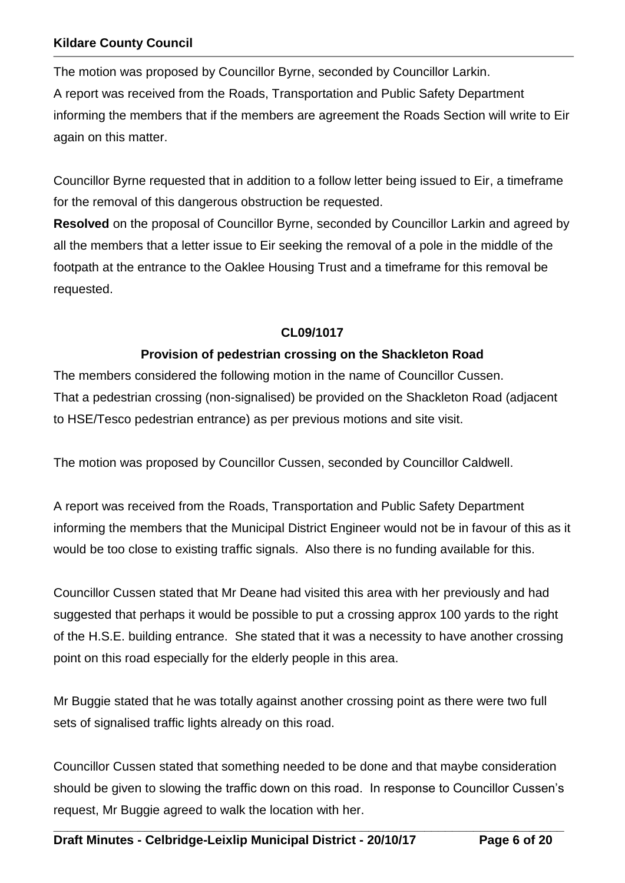The motion was proposed by Councillor Byrne, seconded by Councillor Larkin.
A report was received from the Roads, Transportation and Public Safety Department informing the members that if the members are agreement the Roads Section will write to Eir again on this matter.

Councillor Byrne requested that in addition to a follow letter being issued to Eir, a timeframe for the removal of this dangerous obstruction be requested.

**Resolved** on the proposal of Councillor Byrne, seconded by Councillor Larkin and agreed by all the members that a letter issue to Eir seeking the removal of a pole in the middle of the footpath at the entrance to the Oaklee Housing Trust and a timeframe for this removal be requested.

**CL09/1017**

**Provision of pedestrian crossing on the Shackleton Road**

The members considered the following motion in the name of Councillor Cussen.
That a pedestrian crossing (non-signalised) be provided on the Shackleton Road (adjacent to HSE/Tesco pedestrian entrance) as per previous motions and site visit.

The motion was proposed by Councillor Cussen, seconded by Councillor Caldwell.

A report was received from the Roads, Transportation and Public Safety Department informing the members that the Municipal District Engineer would not be in favour of this as it would be too close to existing traffic signals. Also there is no funding available for this.

Councillor Cussen stated that Mr Deane had visited this area with her previously and had suggested that perhaps it would be possible to put a crossing approx 100 yards to the right of the H.S.E. building entrance. She stated that it was a necessity to have another crossing point on this road especially for the elderly people in this area.

Mr Buggie stated that he was totally against another crossing point as there were two full sets of signalised traffic lights already on this road.

Councillor Cussen stated that something needed to be done and that maybe consideration should be given to slowing the traffic down on this road. In response to Councillor Cussen's request, Mr Buggie agreed to walk the location with her.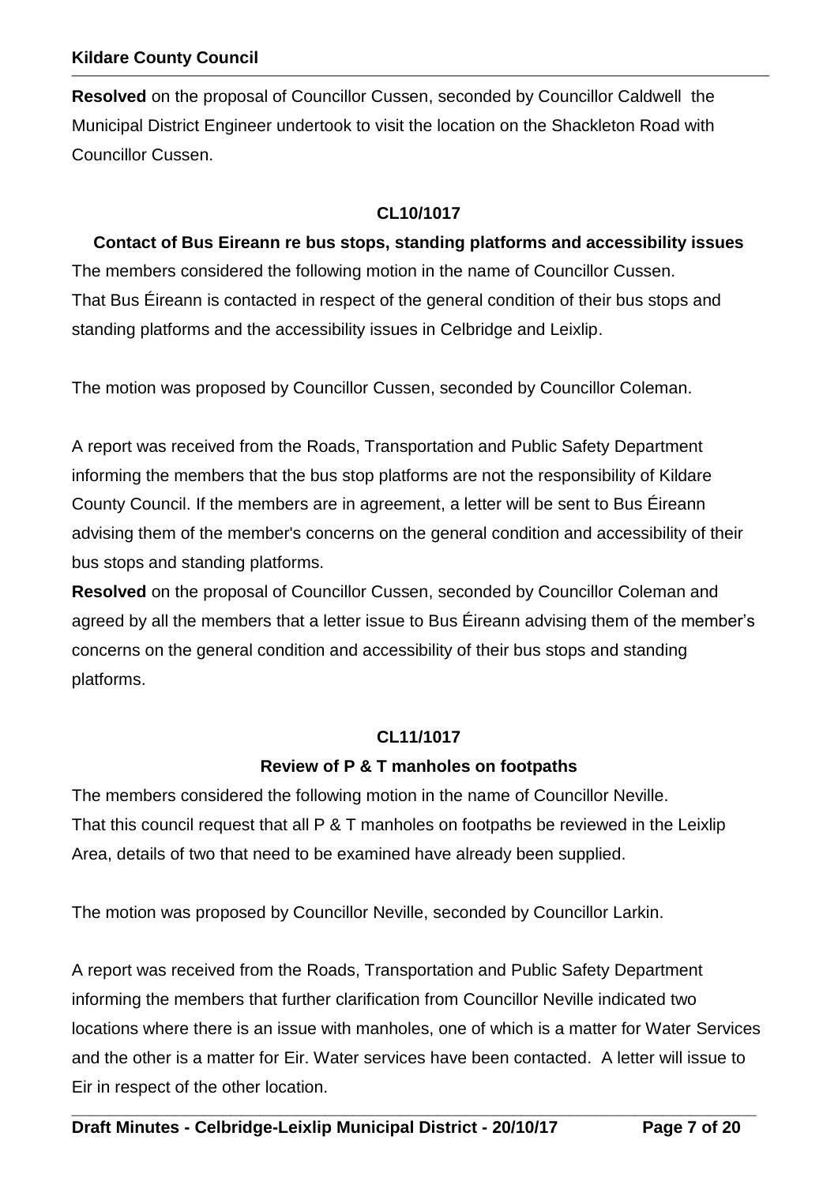**Resolved** on the proposal of Councillor Cussen, seconded by Councillor Caldwell the Municipal District Engineer undertook to visit the location on the Shackleton Road with Councillor Cussen.

### CL10/1017

### Contact of Bus Eireann re bus stops, standing platforms and accessibility issues

The members considered the following motion in the name of Councillor Cussen.
That Bus Éireann is contacted in respect of the general condition of their bus stops and standing platforms and the accessibility issues in Celbridge and Leixlip.

The motion was proposed by Councillor Cussen, seconded by Councillor Coleman.

A report was received from the Roads, Transportation and Public Safety Department informing the members that the bus stop platforms are not the responsibility of Kildare County Council. If the members are in agreement, a letter will be sent to Bus Éireann advising them of the member's concerns on the general condition and accessibility of their bus stops and standing platforms.

**Resolved** on the proposal of Councillor Cussen, seconded by Councillor Coleman and agreed by all the members that a letter issue to Bus Éireann advising them of the member's concerns on the general condition and accessibility of their bus stops and standing platforms.

### CL11/1017

### Review of P & T manholes on footpaths

The members considered the following motion in the name of Councillor Neville.
That this council request that all P & T manholes on footpaths be reviewed in the Leixlip Area, details of two that need to be examined have already been supplied.

The motion was proposed by Councillor Neville, seconded by Councillor Larkin.

A report was received from the Roads, Transportation and Public Safety Department informing the members that further clarification from Councillor Neville indicated two locations where there is an issue with manholes, one of which is a matter for Water Services and the other is a matter for Eir. Water services have been contacted. A letter will issue to Eir in respect of the other location.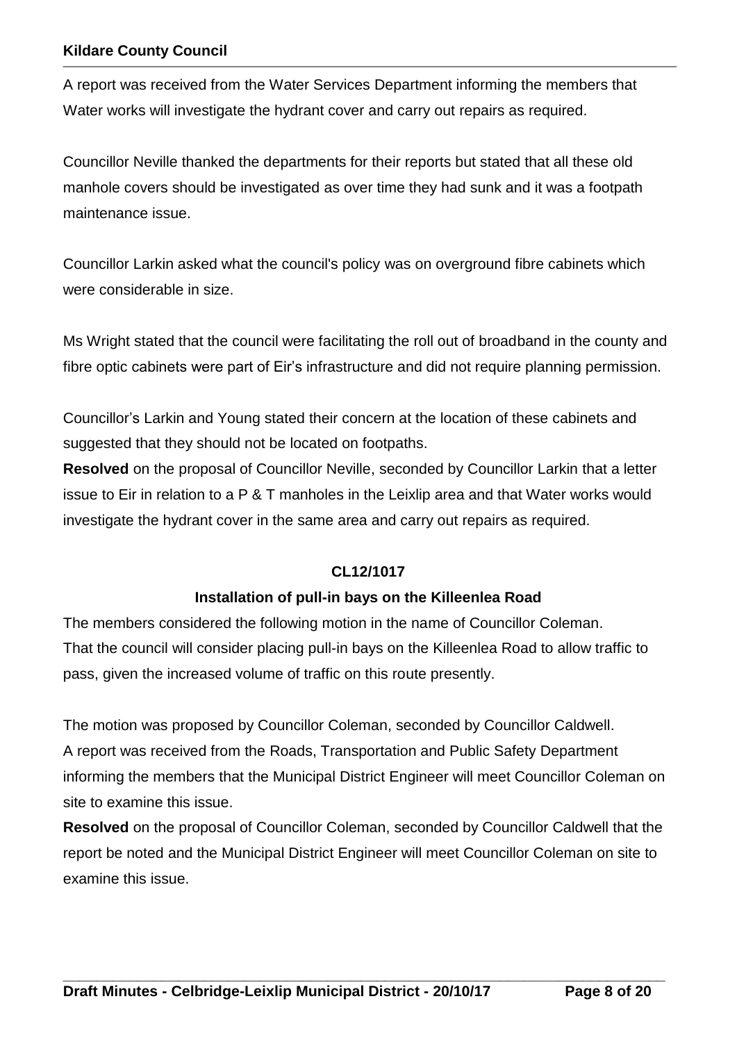A report was received from the Water Services Department informing the members that Water works will investigate the hydrant cover and carry out repairs as required.

Councillor Neville thanked the departments for their reports but stated that all these old manhole covers should be investigated as over time they had sunk and it was a footpath maintenance issue.

Councillor Larkin asked what the council's policy was on overground fibre cabinets which were considerable in size.

Ms Wright stated that the council were facilitating the roll out of broadband in the county and fibre optic cabinets were part of Eir's infrastructure and did not require planning permission.

Councillor's Larkin and Young stated their concern at the location of these cabinets and suggested that they should not be located on footpaths.

**Resolved** on the proposal of Councillor Neville, seconded by Councillor Larkin that a letter issue to Eir in relation to a P & T manholes in the Leixlip area and that Water works would investigate the hydrant cover in the same area and carry out repairs as required.

**CL12/1017**

**Installation of pull-in bays on the Killeenlea Road**

The members considered the following motion in the name of Councillor Coleman.
That the council will consider placing pull-in bays on the Killeenlea Road to allow traffic to pass, given the increased volume of traffic on this route presently.

The motion was proposed by Councillor Coleman, seconded by Councillor Caldwell.
A report was received from the Roads, Transportation and Public Safety Department informing the members that the Municipal District Engineer will meet Councillor Coleman on site to examine this issue.

**Resolved** on the proposal of Councillor Coleman, seconded by Councillor Caldwell that the report be noted and the Municipal District Engineer will meet Councillor Coleman on site to examine this issue.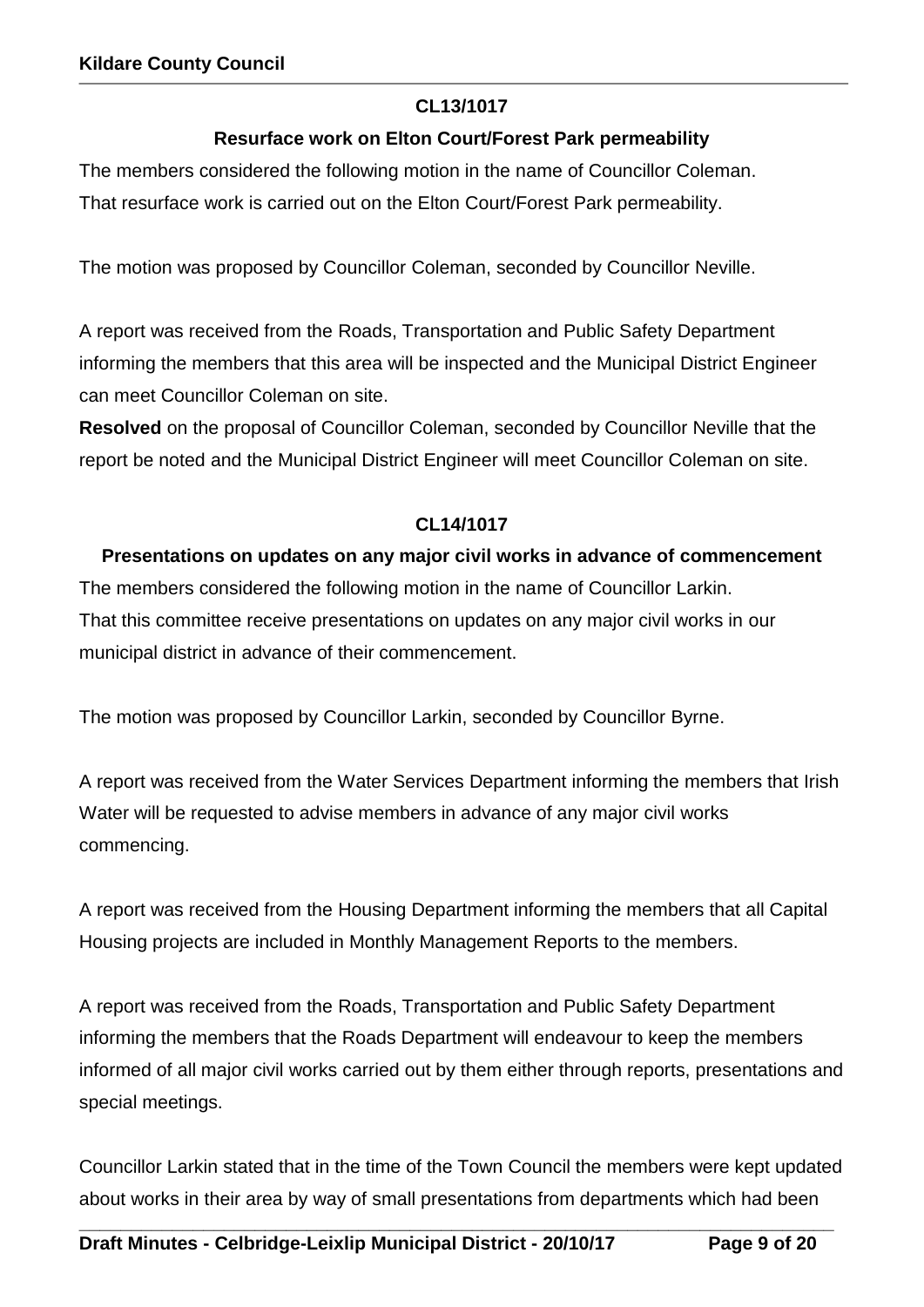**CL13/1017**

**Resurface work on Elton Court/Forest Park permeability**

The members considered the following motion in the name of Councillor Coleman.
That resurface work is carried out on the Elton Court/Forest Park permeability.

The motion was proposed by Councillor Coleman, seconded by Councillor Neville.

A report was received from the Roads, Transportation and Public Safety Department informing the members that this area will be inspected and the Municipal District Engineer can meet Councillor Coleman on site.

**Resolved** on the proposal of Councillor Coleman, seconded by Councillor Neville that the report be noted and the Municipal District Engineer will meet Councillor Coleman on site.

**CL14/1017**

**Presentations on updates on any major civil works in advance of commencement**

The members considered the following motion in the name of Councillor Larkin.
That this committee receive presentations on updates on any major civil works in our municipal district in advance of their commencement.

The motion was proposed by Councillor Larkin, seconded by Councillor Byrne.

A report was received from the Water Services Department informing the members that Irish Water will be requested to advise members in advance of any major civil works commencing.

A report was received from the Housing Department informing the members that all Capital Housing projects are included in Monthly Management Reports to the members.

A report was received from the Roads, Transportation and Public Safety Department informing the members that the Roads Department will endeavour to keep the members informed of all major civil works carried out by them either through reports, presentations and special meetings.

Councillor Larkin stated that in the time of the Town Council the members were kept updated about works in their area by way of small presentations from departments which had been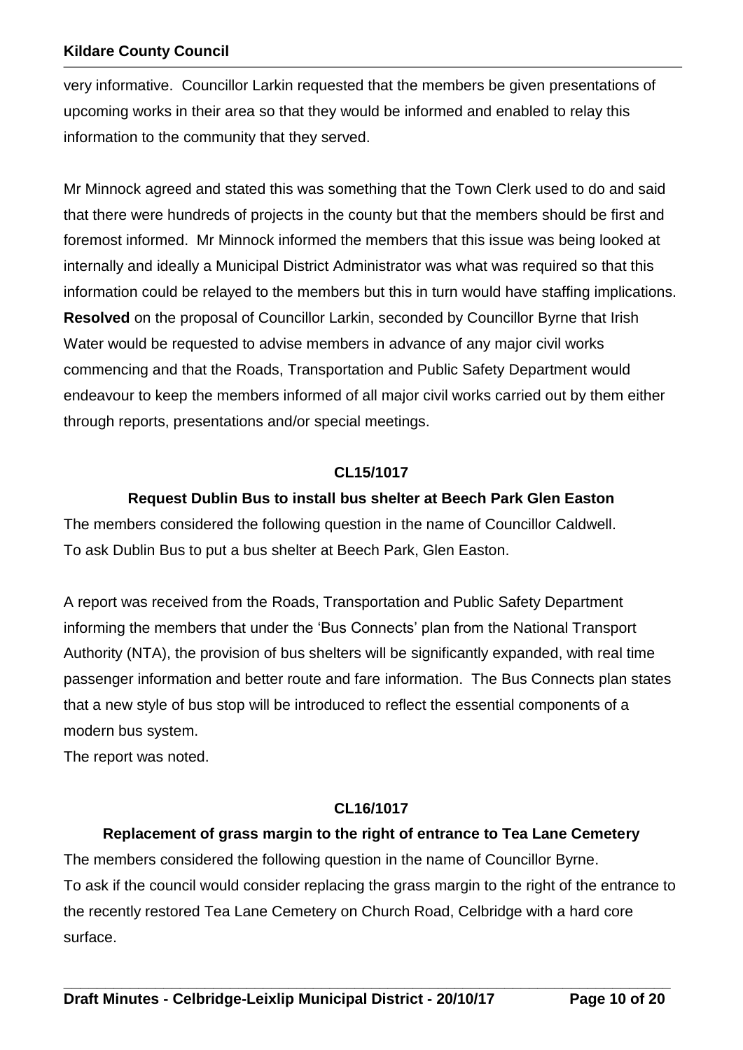very informative. Councillor Larkin requested that the members be given presentations of upcoming works in their area so that they would be informed and enabled to relay this information to the community that they served.

Mr Minnock agreed and stated this was something that the Town Clerk used to do and said that there were hundreds of projects in the county but that the members should be first and foremost informed. Mr Minnock informed the members that this issue was being looked at internally and ideally a Municipal District Administrator was what was required so that this information could be relayed to the members but this in turn would have staffing implications. **Resolved** on the proposal of Councillor Larkin, seconded by Councillor Byrne that Irish Water would be requested to advise members in advance of any major civil works commencing and that the Roads, Transportation and Public Safety Department would endeavour to keep the members informed of all major civil works carried out by them either through reports, presentations and/or special meetings.

**CL15/1017**

**Request Dublin Bus to install bus shelter at Beech Park Glen Easton**

The members considered the following question in the name of Councillor Caldwell.
To ask Dublin Bus to put a bus shelter at Beech Park, Glen Easton.

A report was received from the Roads, Transportation and Public Safety Department informing the members that under the 'Bus Connects' plan from the National Transport Authority (NTA), the provision of bus shelters will be significantly expanded, with real time passenger information and better route and fare information. The Bus Connects plan states that a new style of bus stop will be introduced to reflect the essential components of a modern bus system.
The report was noted.

**CL16/1017**

**Replacement of grass margin to the right of entrance to Tea Lane Cemetery**

The members considered the following question in the name of Councillor Byrne.
To ask if the council would consider replacing the grass margin to the right of the entrance to the recently restored Tea Lane Cemetery on Church Road, Celbridge with a hard core surface.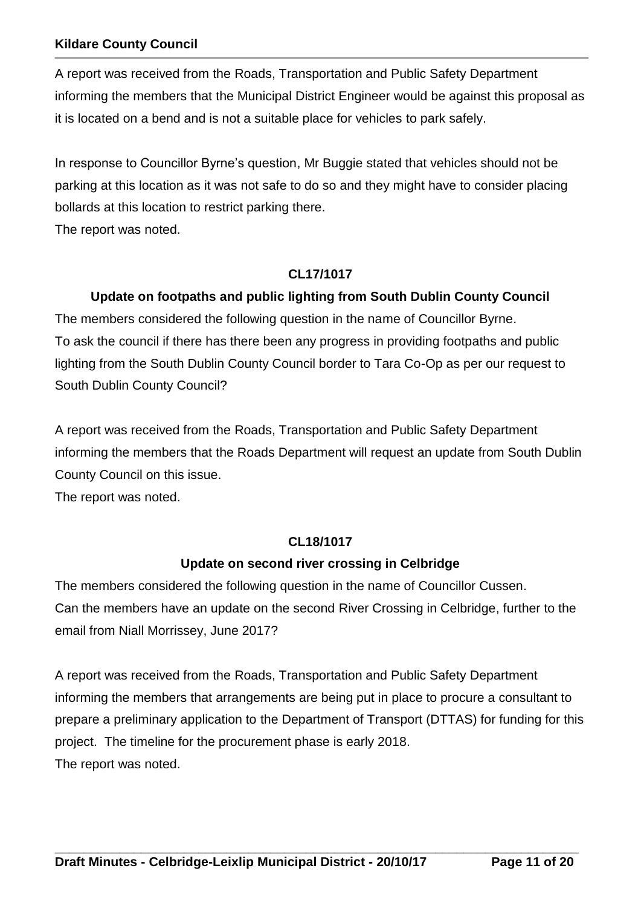A report was received from the Roads, Transportation and Public Safety Department informing the members that the Municipal District Engineer would be against this proposal as it is located on a bend and is not a suitable place for vehicles to park safely.

In response to Councillor Byrne's question, Mr Buggie stated that vehicles should not be parking at this location as it was not safe to do so and they might have to consider placing bollards at this location to restrict parking there.
The report was noted.

**CL17/1017**

**Update on footpaths and public lighting from South Dublin County Council**

The members considered the following question in the name of Councillor Byrne.
To ask the council if there has there been any progress in providing footpaths and public lighting from the South Dublin County Council border to Tara Co-Op as per our request to South Dublin County Council?

A report was received from the Roads, Transportation and Public Safety Department informing the members that the Roads Department will request an update from South Dublin County Council on this issue.
The report was noted.

**CL18/1017**

**Update on second river crossing in Celbridge**

The members considered the following question in the name of Councillor Cussen.
Can the members have an update on the second River Crossing in Celbridge, further to the email from Niall Morrissey, June 2017?

A report was received from the Roads, Transportation and Public Safety Department informing the members that arrangements are being put in place to procure a consultant to prepare a preliminary application to the Department of Transport (DTTAS) for funding for this project. The timeline for the procurement phase is early 2018.
The report was noted.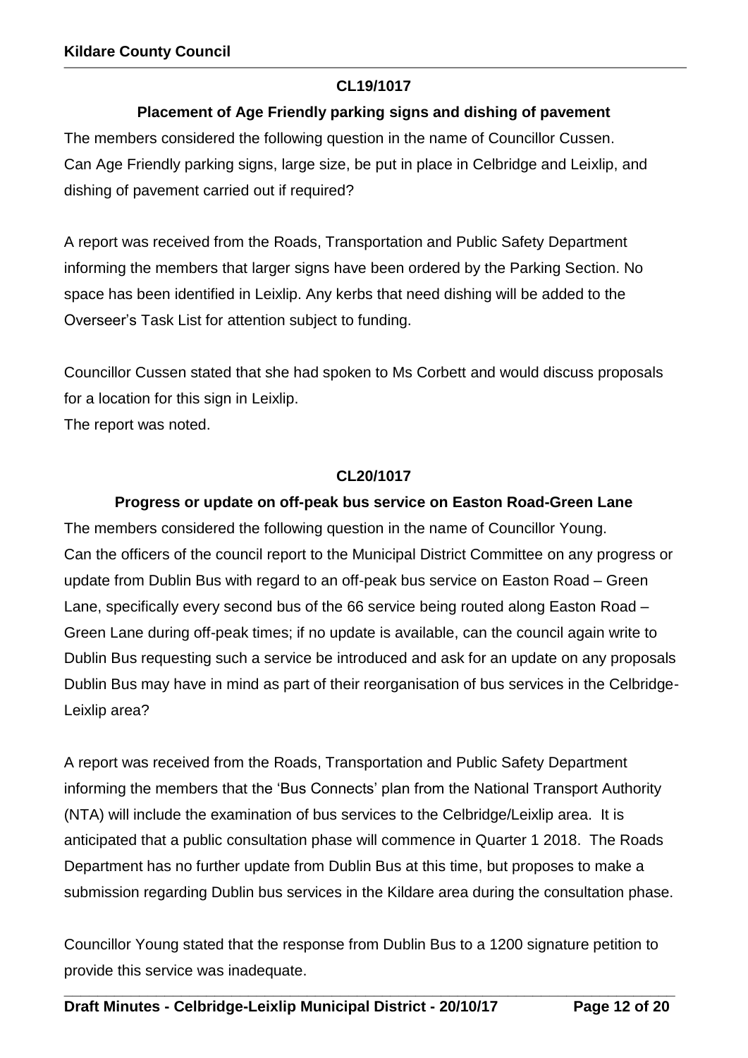**CL19/1017**

**Placement of Age Friendly parking signs and dishing of pavement**

The members considered the following question in the name of Councillor Cussen.
Can Age Friendly parking signs, large size, be put in place in Celbridge and Leixlip, and dishing of pavement carried out if required?

A report was received from the Roads, Transportation and Public Safety Department informing the members that larger signs have been ordered by the Parking Section. No space has been identified in Leixlip. Any kerbs that need dishing will be added to the Overseer's Task List for attention subject to funding.

Councillor Cussen stated that she had spoken to Ms Corbett and would discuss proposals for a location for this sign in Leixlip.
The report was noted.

**CL20/1017**

**Progress or update on off-peak bus service on Easton Road-Green Lane**

The members considered the following question in the name of Councillor Young.
Can the officers of the council report to the Municipal District Committee on any progress or update from Dublin Bus with regard to an off-peak bus service on Easton Road – Green Lane, specifically every second bus of the 66 service being routed along Easton Road – Green Lane during off-peak times; if no update is available, can the council again write to Dublin Bus requesting such a service be introduced and ask for an update on any proposals Dublin Bus may have in mind as part of their reorganisation of bus services in the Celbridge-Leixlip area?

A report was received from the Roads, Transportation and Public Safety Department informing the members that the 'Bus Connects' plan from the National Transport Authority (NTA) will include the examination of bus services to the Celbridge/Leixlip area. It is anticipated that a public consultation phase will commence in Quarter 1 2018. The Roads Department has no further update from Dublin Bus at this time, but proposes to make a submission regarding Dublin bus services in the Kildare area during the consultation phase.

Councillor Young stated that the response from Dublin Bus to a 1200 signature petition to provide this service was inadequate.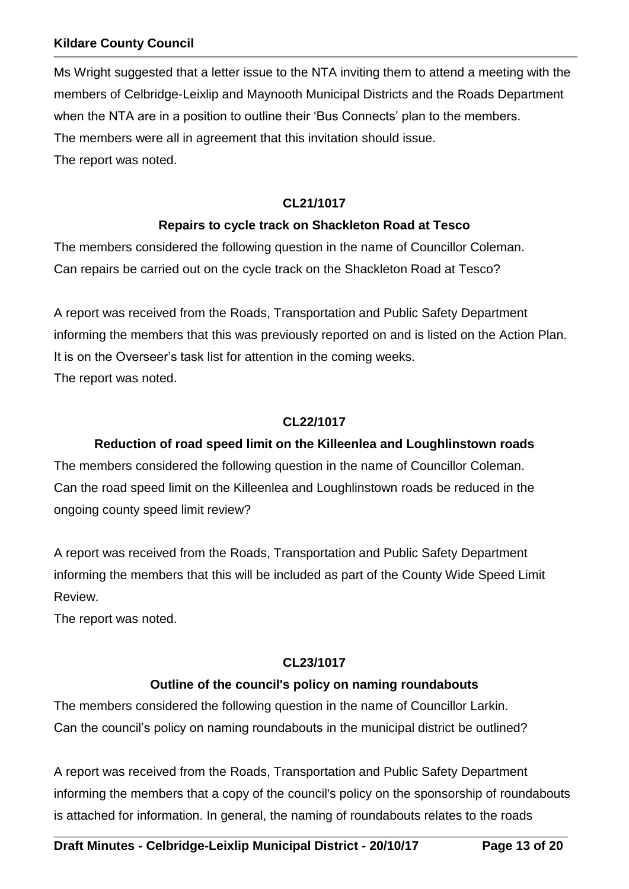Ms Wright suggested that a letter issue to the NTA inviting them to attend a meeting with the members of Celbridge-Leixlip and Maynooth Municipal Districts and the Roads Department when the NTA are in a position to outline their 'Bus Connects' plan to the members.
The members were all in agreement that this invitation should issue.
The report was noted.

**CL21/1017**

**Repairs to cycle track on Shackleton Road at Tesco**

The members considered the following question in the name of Councillor Coleman.
Can repairs be carried out on the cycle track on the Shackleton Road at Tesco?

A report was received from the Roads, Transportation and Public Safety Department informing the members that this was previously reported on and is listed on the Action Plan. It is on the Overseer's task list for attention in the coming weeks.
The report was noted.

**CL22/1017**

**Reduction of road speed limit on the Killeenlea and Loughlinstown roads**

The members considered the following question in the name of Councillor Coleman.
Can the road speed limit on the Killeenlea and Loughlinstown roads be reduced in the ongoing county speed limit review?

A report was received from the Roads, Transportation and Public Safety Department informing the members that this will be included as part of the County Wide Speed Limit Review.
The report was noted.

**CL23/1017**

**Outline of the council's policy on naming roundabouts**

The members considered the following question in the name of Councillor Larkin.
Can the council's policy on naming roundabouts in the municipal district be outlined?

A report was received from the Roads, Transportation and Public Safety Department informing the members that a copy of the council's policy on the sponsorship of roundabouts is attached for information. In general, the naming of roundabouts relates to the roads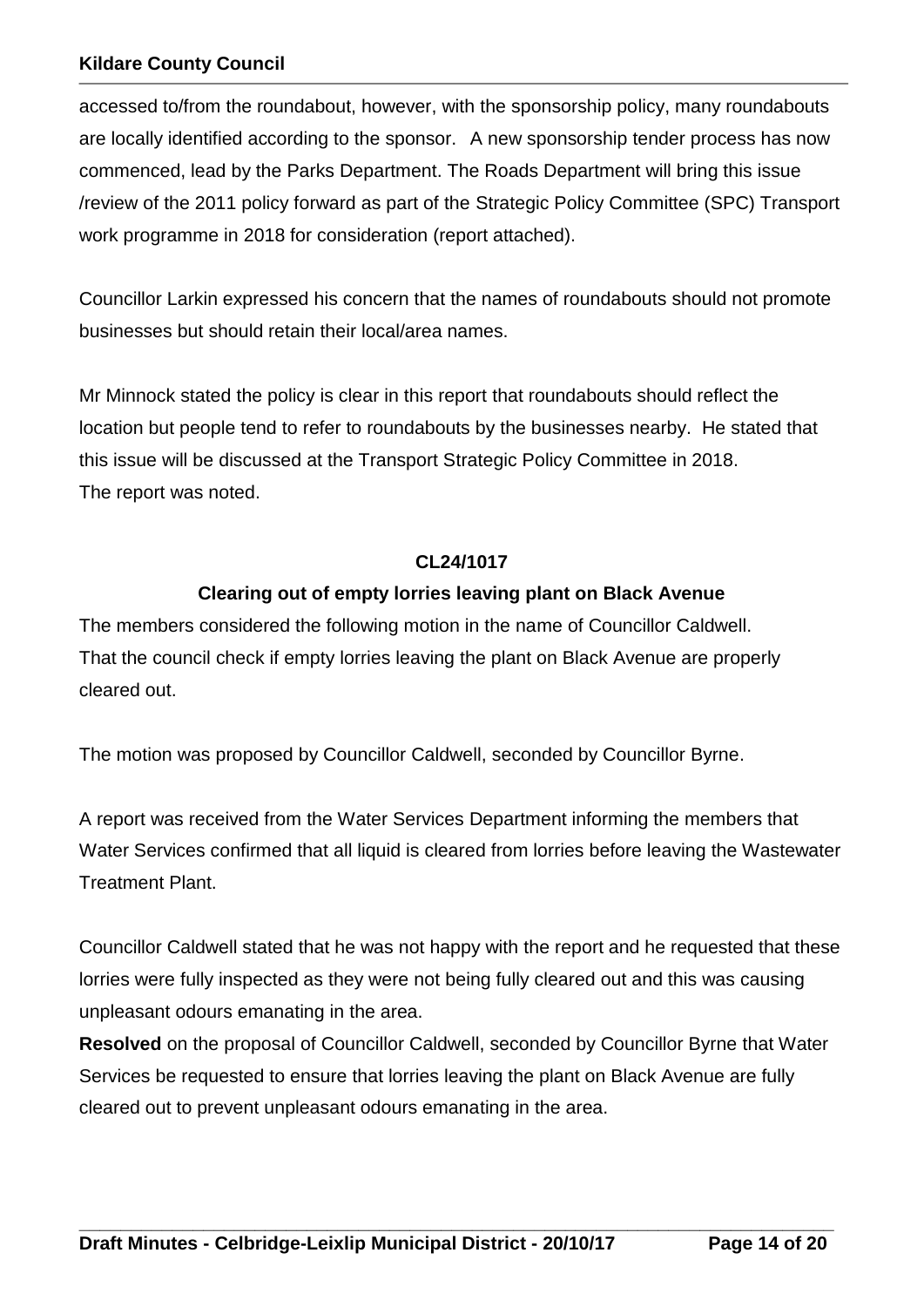accessed to/from the roundabout, however, with the sponsorship policy, many roundabouts are locally identified according to the sponsor. A new sponsorship tender process has now commenced, lead by the Parks Department. The Roads Department will bring this issue /review of the 2011 policy forward as part of the Strategic Policy Committee (SPC) Transport work programme in 2018 for consideration (report attached).

Councillor Larkin expressed his concern that the names of roundabouts should not promote businesses but should retain their local/area names.

Mr Minnock stated the policy is clear in this report that roundabouts should reflect the location but people tend to refer to roundabouts by the businesses nearby. He stated that this issue will be discussed at the Transport Strategic Policy Committee in 2018.
The report was noted.

**CL24/1017**

**Clearing out of empty lorries leaving plant on Black Avenue**

The members considered the following motion in the name of Councillor Caldwell.
That the council check if empty lorries leaving the plant on Black Avenue are properly cleared out.

The motion was proposed by Councillor Caldwell, seconded by Councillor Byrne.

A report was received from the Water Services Department informing the members that Water Services confirmed that all liquid is cleared from lorries before leaving the Wastewater Treatment Plant.

Councillor Caldwell stated that he was not happy with the report and he requested that these lorries were fully inspected as they were not being fully cleared out and this was causing unpleasant odours emanating in the area.
**Resolved** on the proposal of Councillor Caldwell, seconded by Councillor Byrne that Water Services be requested to ensure that lorries leaving the plant on Black Avenue are fully cleared out to prevent unpleasant odours emanating in the area.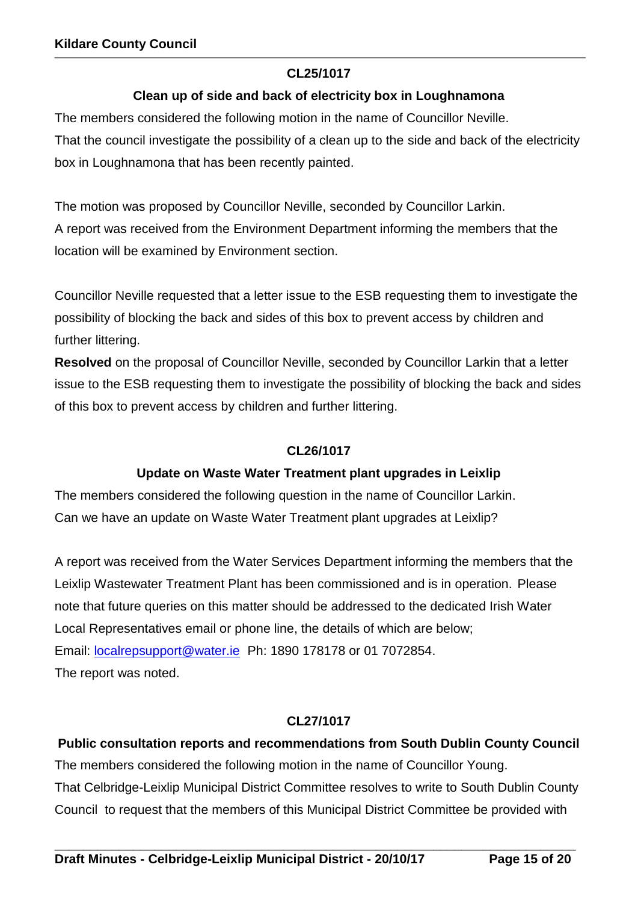### CL25/1017

### Clean up of side and back of electricity box in Loughnamona

The members considered the following motion in the name of Councillor Neville.
That the council investigate the possibility of a clean up to the side and back of the electricity box in Loughnamona that has been recently painted.

The motion was proposed by Councillor Neville, seconded by Councillor Larkin.
A report was received from the Environment Department informing the members that the location will be examined by Environment section.

Councillor Neville requested that a letter issue to the ESB requesting them to investigate the possibility of blocking the back and sides of this box to prevent access by children and further littering.

**Resolved** on the proposal of Councillor Neville, seconded by Councillor Larkin that a letter issue to the ESB requesting them to investigate the possibility of blocking the back and sides of this box to prevent access by children and further littering.

### CL26/1017

### Update on Waste Water Treatment plant upgrades in Leixlip

The members considered the following question in the name of Councillor Larkin.
Can we have an update on Waste Water Treatment plant upgrades at Leixlip?

A report was received from the Water Services Department informing the members that the Leixlip Wastewater Treatment Plant has been commissioned and is in operation. Please note that future queries on this matter should be addressed to the dedicated Irish Water Local Representatives email or phone line, the details of which are below;
Email: localrepsupport@water.ie Ph: 1890 178178 or 01 7072854.
The report was noted.

### CL27/1017

### Public consultation reports and recommendations from South Dublin County Council

The members considered the following motion in the name of Councillor Young.
That Celbridge-Leixlip Municipal District Committee resolves to write to South Dublin County Council to request that the members of this Municipal District Committee be provided with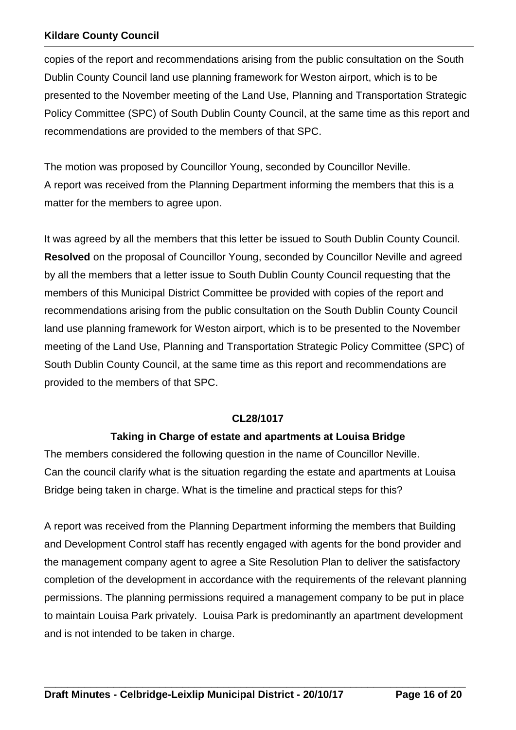copies of the report and recommendations arising from the public consultation on the South Dublin County Council land use planning framework for Weston airport, which is to be presented to the November meeting of the Land Use, Planning and Transportation Strategic Policy Committee (SPC) of South Dublin County Council, at the same time as this report and recommendations are provided to the members of that SPC.

The motion was proposed by Councillor Young, seconded by Councillor Neville.
A report was received from the Planning Department informing the members that this is a matter for the members to agree upon.

It was agreed by all the members that this letter be issued to South Dublin County Council.
**Resolved** on the proposal of Councillor Young, seconded by Councillor Neville and agreed by all the members that a letter issue to South Dublin County Council requesting that the members of this Municipal District Committee be provided with copies of the report and recommendations arising from the public consultation on the South Dublin County Council land use planning framework for Weston airport, which is to be presented to the November meeting of the Land Use, Planning and Transportation Strategic Policy Committee (SPC) of South Dublin County Council, at the same time as this report and recommendations are provided to the members of that SPC.

**CL28/1017**

**Taking in Charge of estate and apartments at Louisa Bridge**

The members considered the following question in the name of Councillor Neville.
Can the council clarify what is the situation regarding the estate and apartments at Louisa Bridge being taken in charge. What is the timeline and practical steps for this?

A report was received from the Planning Department informing the members that Building and Development Control staff has recently engaged with agents for the bond provider and the management company agent to agree a Site Resolution Plan to deliver the satisfactory completion of the development in accordance with the requirements of the relevant planning permissions. The planning permissions required a management company to be put in place to maintain Louisa Park privately. Louisa Park is predominantly an apartment development and is not intended to be taken in charge.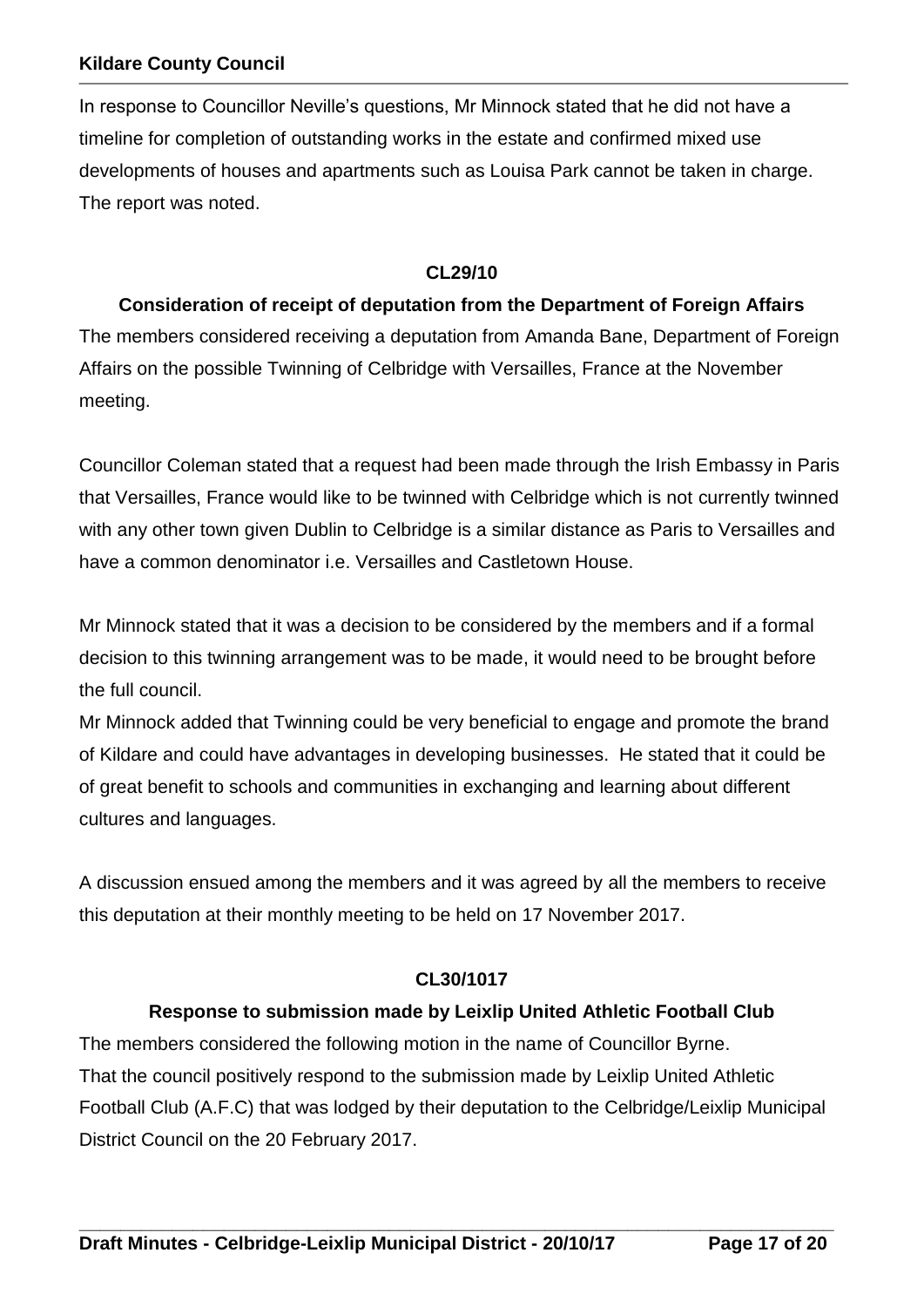In response to Councillor Neville's questions, Mr Minnock stated that he did not have a timeline for completion of outstanding works in the estate and confirmed mixed use developments of houses and apartments such as Louisa Park cannot be taken in charge. The report was noted.

**CL29/10**

**Consideration of receipt of deputation from the Department of Foreign Affairs**

The members considered receiving a deputation from Amanda Bane, Department of Foreign Affairs on the possible Twinning of Celbridge with Versailles, France at the November meeting.

Councillor Coleman stated that a request had been made through the Irish Embassy in Paris that Versailles, France would like to be twinned with Celbridge which is not currently twinned with any other town given Dublin to Celbridge is a similar distance as Paris to Versailles and have a common denominator i.e. Versailles and Castletown House.

Mr Minnock stated that it was a decision to be considered by the members and if a formal decision to this twinning arrangement was to be made, it would need to be brought before the full council.

Mr Minnock added that Twinning could be very beneficial to engage and promote the brand of Kildare and could have advantages in developing businesses. He stated that it could be of great benefit to schools and communities in exchanging and learning about different cultures and languages.

A discussion ensued among the members and it was agreed by all the members to receive this deputation at their monthly meeting to be held on 17 November 2017.

**CL30/1017**

**Response to submission made by Leixlip United Athletic Football Club**

The members considered the following motion in the name of Councillor Byrne.

That the council positively respond to the submission made by Leixlip United Athletic Football Club (A.F.C) that was lodged by their deputation to the Celbridge/Leixlip Municipal District Council on the 20 February 2017.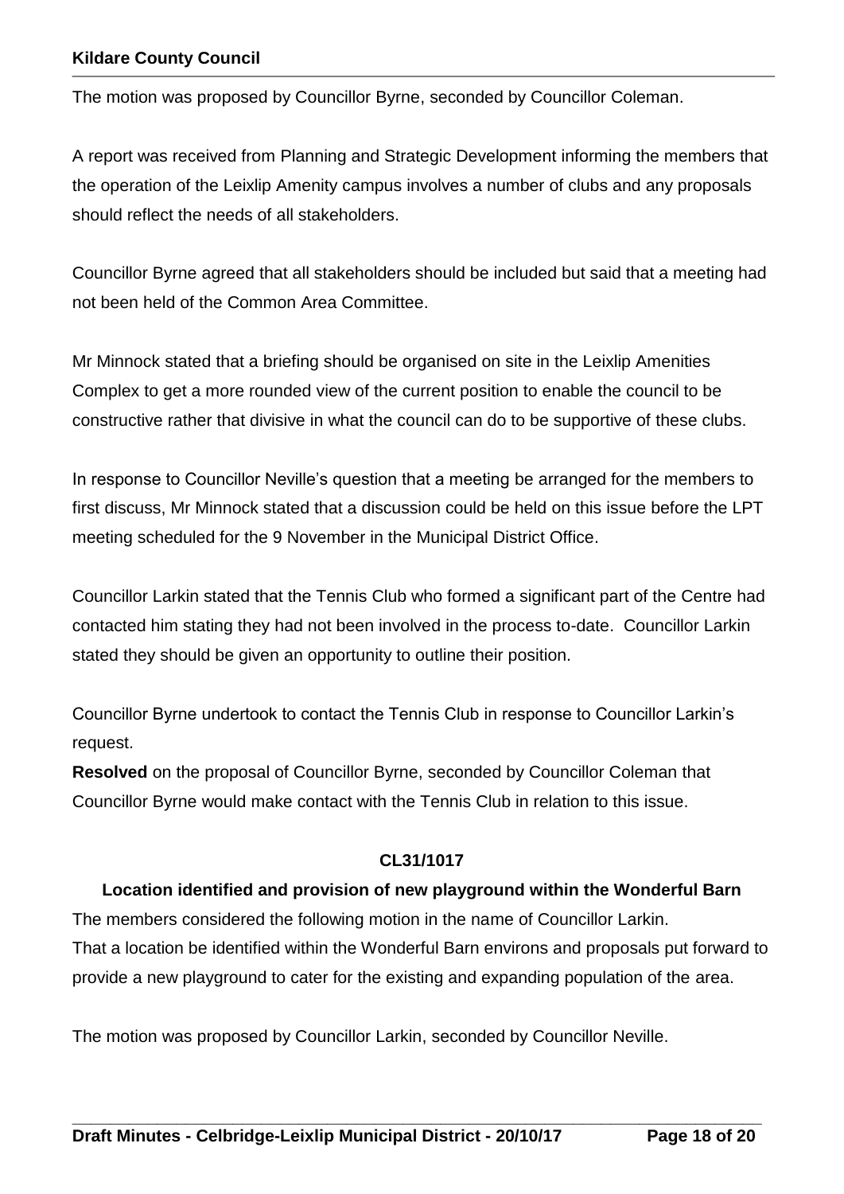The motion was proposed by Councillor Byrne, seconded by Councillor Coleman.

A report was received from Planning and Strategic Development informing the members that the operation of the Leixlip Amenity campus involves a number of clubs and any proposals should reflect the needs of all stakeholders.

Councillor Byrne agreed that all stakeholders should be included but said that a meeting had not been held of the Common Area Committee.

Mr Minnock stated that a briefing should be organised on site in the Leixlip Amenities Complex to get a more rounded view of the current position to enable the council to be constructive rather that divisive in what the council can do to be supportive of these clubs.

In response to Councillor Neville's question that a meeting be arranged for the members to first discuss, Mr Minnock stated that a discussion could be held on this issue before the LPT meeting scheduled for the 9 November in the Municipal District Office.

Councillor Larkin stated that the Tennis Club who formed a significant part of the Centre had contacted him stating they had not been involved in the process to-date. Councillor Larkin stated they should be given an opportunity to outline their position.

Councillor Byrne undertook to contact the Tennis Club in response to Councillor Larkin's request.

**Resolved** on the proposal of Councillor Byrne, seconded by Councillor Coleman that Councillor Byrne would make contact with the Tennis Club in relation to this issue.

**CL31/1017**

**Location identified and provision of new playground within the Wonderful Barn**

The members considered the following motion in the name of Councillor Larkin.

That a location be identified within the Wonderful Barn environs and proposals put forward to provide a new playground to cater for the existing and expanding population of the area.

The motion was proposed by Councillor Larkin, seconded by Councillor Neville.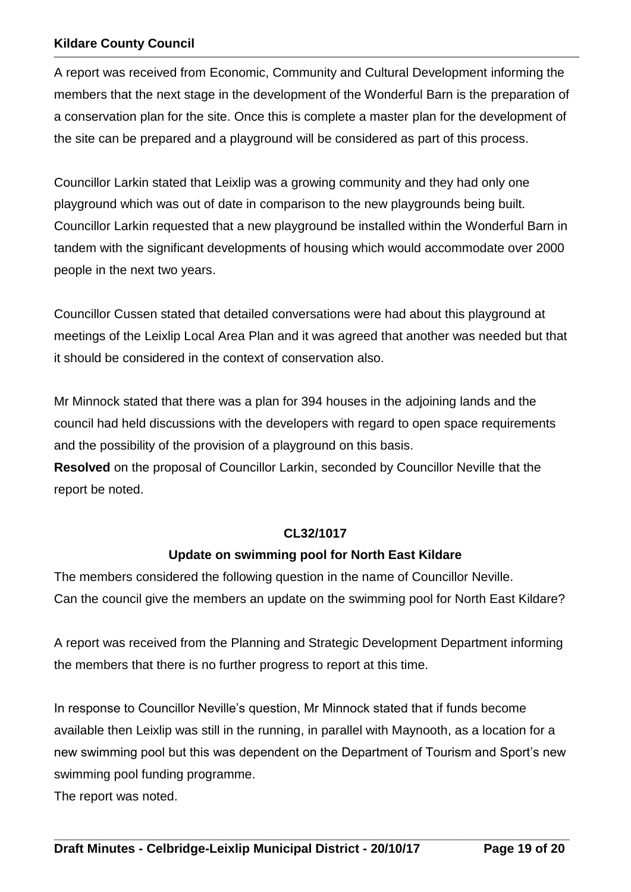A report was received from Economic, Community and Cultural Development informing the members that the next stage in the development of the Wonderful Barn is the preparation of a conservation plan for the site. Once this is complete a master plan for the development of the site can be prepared and a playground will be considered as part of this process.

Councillor Larkin stated that Leixlip was a growing community and they had only one playground which was out of date in comparison to the new playgrounds being built. Councillor Larkin requested that a new playground be installed within the Wonderful Barn in tandem with the significant developments of housing which would accommodate over 2000 people in the next two years.

Councillor Cussen stated that detailed conversations were had about this playground at meetings of the Leixlip Local Area Plan and it was agreed that another was needed but that it should be considered in the context of conservation also.

Mr Minnock stated that there was a plan for 394 houses in the adjoining lands and the council had held discussions with the developers with regard to open space requirements and the possibility of the provision of a playground on this basis.

**Resolved** on the proposal of Councillor Larkin, seconded by Councillor Neville that the report be noted.

**CL32/1017**

**Update on swimming pool for North East Kildare**

The members considered the following question in the name of Councillor Neville.
Can the council give the members an update on the swimming pool for North East Kildare?

A report was received from the Planning and Strategic Development Department informing the members that there is no further progress to report at this time.

In response to Councillor Neville's question, Mr Minnock stated that if funds become available then Leixlip was still in the running, in parallel with Maynooth, as a location for a new swimming pool but this was dependent on the Department of Tourism and Sport's new swimming pool funding programme.
The report was noted.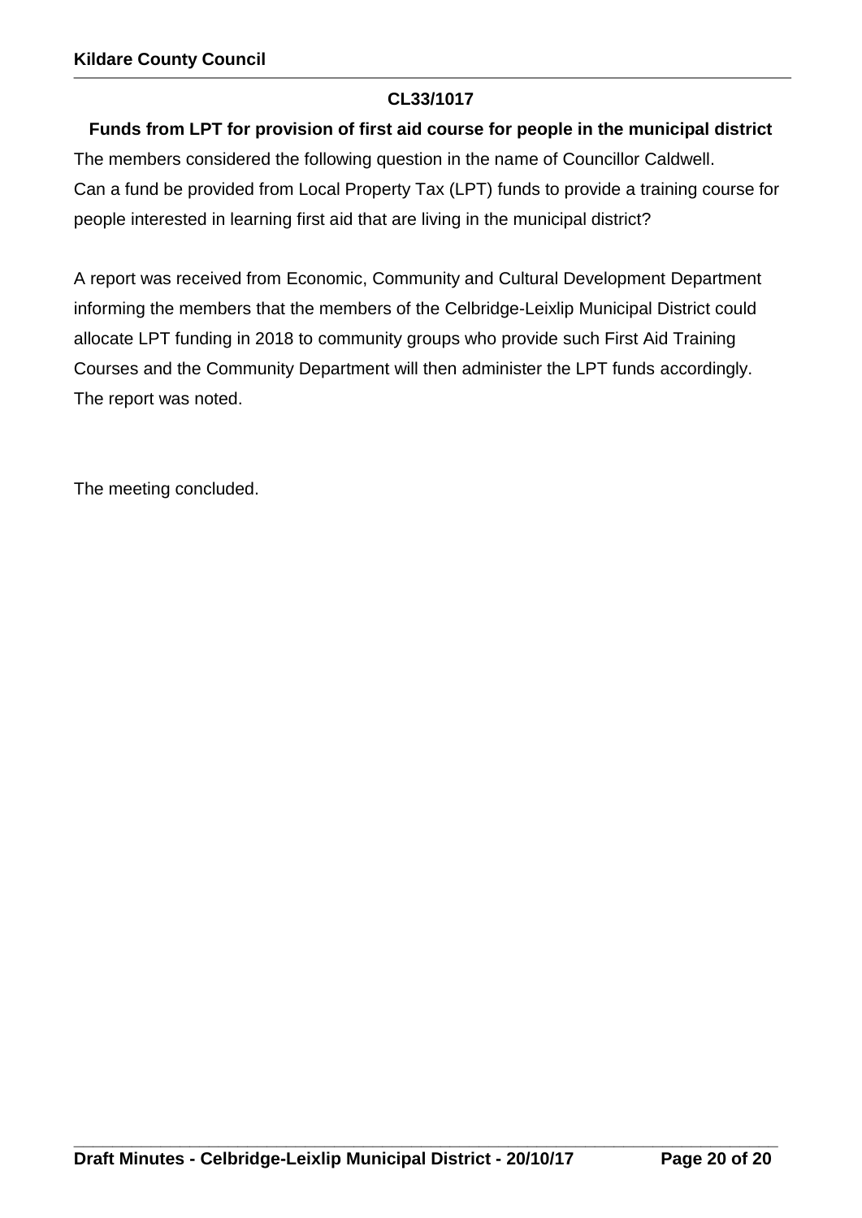**CL33/1017**

**Funds from LPT for provision of first aid course for people in the municipal district**

The members considered the following question in the name of Councillor Caldwell.
Can a fund be provided from Local Property Tax (LPT) funds to provide a training course for people interested in learning first aid that are living in the municipal district?

A report was received from Economic, Community and Cultural Development Department informing the members that the members of the Celbridge-Leixlip Municipal District could allocate LPT funding in 2018 to community groups who provide such First Aid Training Courses and the Community Department will then administer the LPT funds accordingly.
The report was noted.

The meeting concluded.